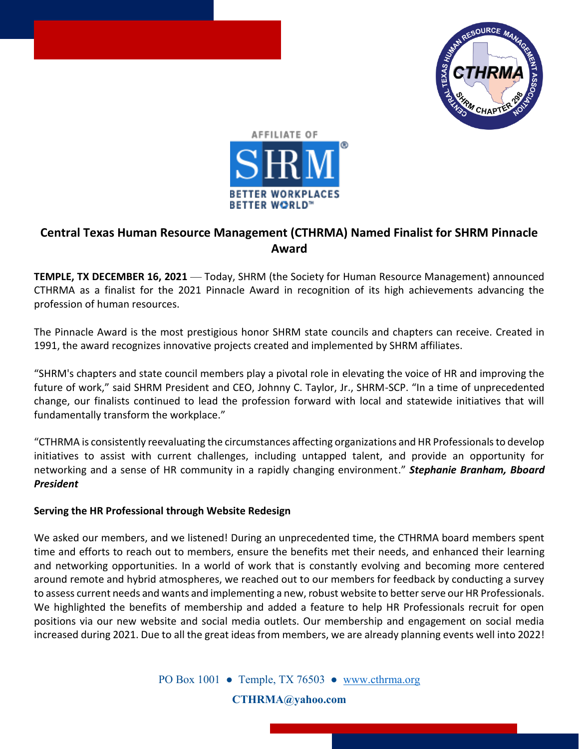# Central Texas Human Resource Management (CTHRMA) Named Finalist for SHRM Pinnacle Award

**TEMPLE, TX DECEMBER 16, 2021** — Today, SHRM (the Society for Human Resource Management) announced CTHRMA as a finalist for the 2021 Pinnacle Award in recognition of its high achievements advancing the profession of human resources.

The Pinnacle Award is the most prestigious honor SHRM state councils and chapters can receive. Created in 1991, the award recognizes innovative projects created and implemented by SHRM affiliates.

"SHRM's chapters and state council members play a pivotal role in elevating the voice of HR and improving the future of work," said SHRM President and CEO, Johnny C. Taylor, Jr., SHRM-SCP. "In a time of unprecedented change, our finalists continued to lead the profession forward with local and statewide initiatives that will fundamentally transform the workplace."

"CTHRMA is consistently reevaluating the circumstances affecting organizations and HR Professionals to develop initiatives to assist with current challenges, including untapped talent, and provide an opportunity for networking and a sense of HR community in a rapidly changing environment." ***Stephanie Branham, Bboard President***

**Serving the HR Professional through Website Redesign**

We asked our members, and we listened! During an unprecedented time, the CTHRMA board members spent time and efforts to reach out to members, ensure the benefits met their needs, and enhanced their learning and networking opportunities. In a world of work that is constantly evolving and becoming more centered around remote and hybrid atmospheres, we reached out to our members for feedback by conducting a survey to assess current needs and wants and implementing a new, robust website to better serve our HR Professionals. We highlighted the benefits of membership and added a feature to help HR Professionals recruit for open positions via our new website and social media outlets. Our membership and engagement on social media increased during 2021. Due to all the great ideas from members, we are already planning events well into 2022!

PO Box 1001 ● Temple, TX 76503 ● www.cthrma.org

**CTHRMA@yahoo.com**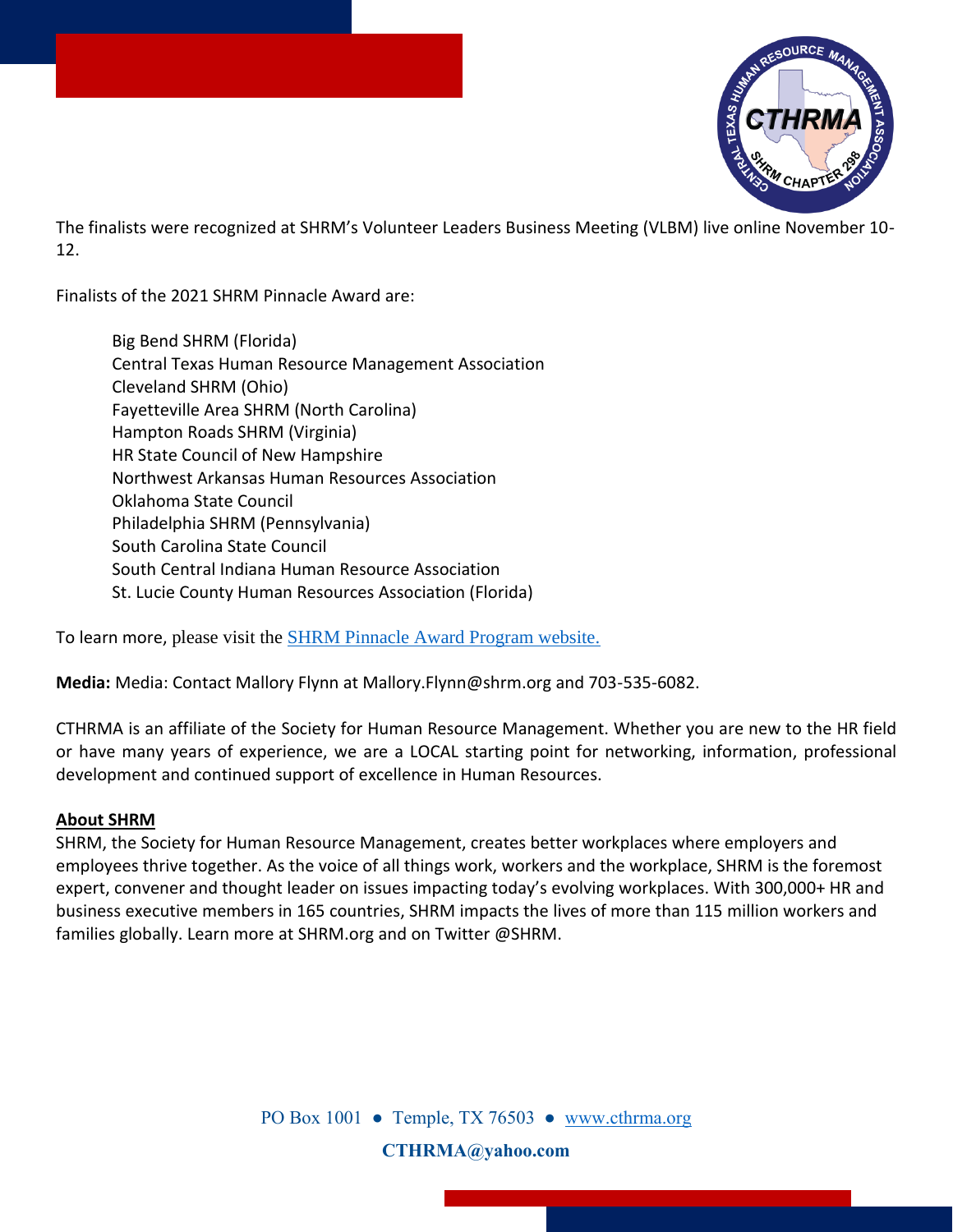The finalists were recognized at SHRM's Volunteer Leaders Business Meeting (VLBM) live online November 10-12.

Finalists of the 2021 SHRM Pinnacle Award are:

- Big Bend SHRM (Florida)
- Central Texas Human Resource Management Association
- Cleveland SHRM (Ohio)
- Fayetteville Area SHRM (North Carolina)
- Hampton Roads SHRM (Virginia)
- HR State Council of New Hampshire
- Northwest Arkansas Human Resources Association
- Oklahoma State Council
- Philadelphia SHRM (Pennsylvania)
- South Carolina State Council
- South Central Indiana Human Resource Association
- St. Lucie County Human Resources Association (Florida)

To learn more, please visit the [SHRM Pinnacle Award Program website.]()

**Media:** Media: Contact Mallory Flynn at Mallory.Flynn@shrm.org and 703-535-6082.

CTHRMA is an affiliate of the Society for Human Resource Management. Whether you are new to the HR field or have many years of experience, we are a LOCAL starting point for networking, information, professional development and continued support of excellence in Human Resources.

**About SHRM**

SHRM, the Society for Human Resource Management, creates better workplaces where employers and employees thrive together. As the voice of all things work, workers and the workplace, SHRM is the foremost expert, convener and thought leader on issues impacting today's evolving workplaces. With 300,000+ HR and business executive members in 165 countries, SHRM impacts the lives of more than 115 million workers and families globally. Learn more at SHRM.org and on Twitter @SHRM.

PO Box 1001 ● Temple, TX 76503 ● www.cthrma.org

**CTHRMA@yahoo.com**